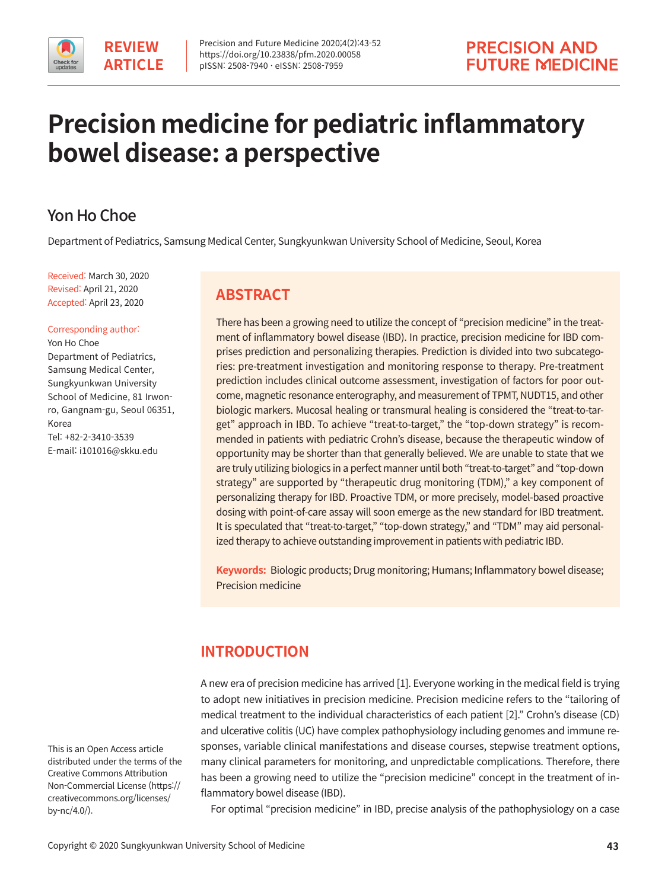# Precision medicine for pediatric inflammatory bowel disease: a perspective

Yon Ho Choe

Department of Pediatrics, Samsung Medical Center, Sungkyunkwan University School of Medicine, Seoul, Korea

Received: March 30, 2020
Revised: April 21, 2020
Accepted: April 23, 2020

Corresponding author:
Yon Ho Choe
Department of Pediatrics, Samsung Medical Center, Sungkyunkwan University School of Medicine, 81 Irwon-ro, Gangnam-gu, Seoul 06351, Korea
Tel: +82-2-3410-3539
E-mail: i101016@skku.edu

## ABSTRACT

There has been a growing need to utilize the concept of "precision medicine" in the treatment of inflammatory bowel disease (IBD). In practice, precision medicine for IBD comprises prediction and personalizing therapies. Prediction is divided into two subcategories: pre-treatment investigation and monitoring response to therapy. Pre-treatment prediction includes clinical outcome assessment, investigation of factors for poor outcome, magnetic resonance enterography, and measurement of TPMT, NUDT15, and other biologic markers. Mucosal healing or transmural healing is considered the "treat-to-target" approach in IBD. To achieve "treat-to-target," the "top-down strategy" is recommended in patients with pediatric Crohn's disease, because the therapeutic window of opportunity may be shorter than that generally believed. We are unable to state that we are truly utilizing biologics in a perfect manner until both "treat-to-target" and "top-down strategy" are supported by "therapeutic drug monitoring (TDM)," a key component of personalizing therapy for IBD. Proactive TDM, or more precisely, model-based proactive dosing with point-of-care assay will soon emerge as the new standard for IBD treatment. It is speculated that "treat-to-target," "top-down strategy," and "TDM" may aid personalized therapy to achieve outstanding improvement in patients with pediatric IBD.

**Keywords:** Biologic products; Drug monitoring; Humans; Inflammatory bowel disease; Precision medicine

## INTRODUCTION

A new era of precision medicine has arrived [1]. Everyone working in the medical field is trying to adopt new initiatives in precision medicine. Precision medicine refers to the "tailoring of medical treatment to the individual characteristics of each patient [2]." Crohn's disease (CD) and ulcerative colitis (UC) have complex pathophysiology including genomes and immune responses, variable clinical manifestations and disease courses, stepwise treatment options, many clinical parameters for monitoring, and unpredictable complications. Therefore, there has been a growing need to utilize the "precision medicine" concept in the treatment of inflammatory bowel disease (IBD).

For optimal "precision medicine" in IBD, precise analysis of the pathophysiology on a case

This is an Open Access article distributed under the terms of the Creative Commons Attribution Non-Commercial License (https://creativecommons.org/licenses/by-nc/4.0/).

Copyright © 2020 Sungkyunkwan University School of Medicine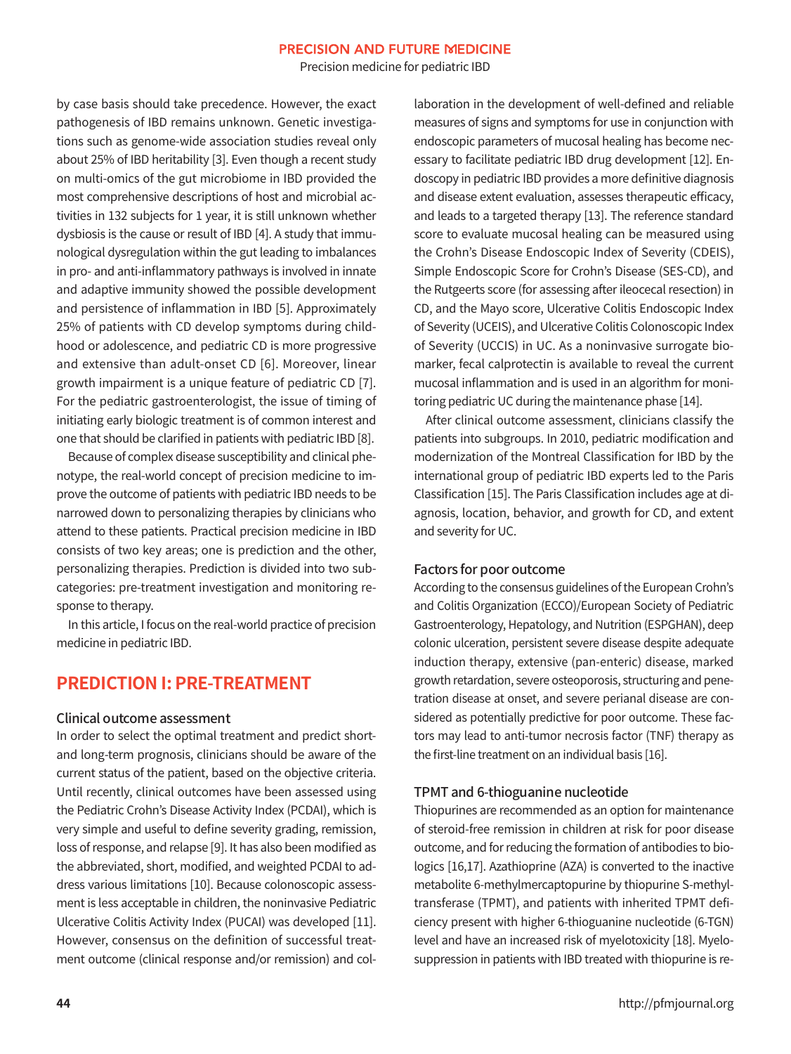by case basis should take precedence. However, the exact pathogenesis of IBD remains unknown. Genetic investigations such as genome-wide association studies reveal only about 25% of IBD heritability [3]. Even though a recent study on multi-omics of the gut microbiome in IBD provided the most comprehensive descriptions of host and microbial activities in 132 subjects for 1 year, it is still unknown whether dysbiosis is the cause or result of IBD [4]. A study that immunological dysregulation within the gut leading to imbalances in pro- and anti-inflammatory pathways is involved in innate and adaptive immunity showed the possible development and persistence of inflammation in IBD [5]. Approximately 25% of patients with CD develop symptoms during childhood or adolescence, and pediatric CD is more progressive and extensive than adult-onset CD [6]. Moreover, linear growth impairment is a unique feature of pediatric CD [7]. For the pediatric gastroenterologist, the issue of timing of initiating early biologic treatment is of common interest and one that should be clarified in patients with pediatric IBD [8].

Because of complex disease susceptibility and clinical phenotype, the real-world concept of precision medicine to improve the outcome of patients with pediatric IBD needs to be narrowed down to personalizing therapies by clinicians who attend to these patients. Practical precision medicine in IBD consists of two key areas; one is prediction and the other, personalizing therapies. Prediction is divided into two subcategories: pre-treatment investigation and monitoring response to therapy.

In this article, I focus on the real-world practice of precision medicine in pediatric IBD.

## PREDICTION I: PRE-TREATMENT

### Clinical outcome assessment

In order to select the optimal treatment and predict short- and long-term prognosis, clinicians should be aware of the current status of the patient, based on the objective criteria. Until recently, clinical outcomes have been assessed using the Pediatric Crohn's Disease Activity Index (PCDAI), which is very simple and useful to define severity grading, remission, loss of response, and relapse [9]. It has also been modified as the abbreviated, short, modified, and weighted PCDAI to address various limitations [10]. Because colonoscopic assessment is less acceptable in children, the noninvasive Pediatric Ulcerative Colitis Activity Index (PUCAI) was developed [11]. However, consensus on the definition of successful treatment outcome (clinical response and/or remission) and collaboration in the development of well-defined and reliable measures of signs and symptoms for use in conjunction with endoscopic parameters of mucosal healing has become necessary to facilitate pediatric IBD drug development [12]. Endoscopy in pediatric IBD provides a more definitive diagnosis and disease extent evaluation, assesses therapeutic efficacy, and leads to a targeted therapy [13]. The reference standard score to evaluate mucosal healing can be measured using the Crohn's Disease Endoscopic Index of Severity (CDEIS), Simple Endoscopic Score for Crohn's Disease (SES-CD), and the Rutgeerts score (for assessing after ileocecal resection) in CD, and the Mayo score, Ulcerative Colitis Endoscopic Index of Severity (UCEIS), and Ulcerative Colitis Colonoscopic Index of Severity (UCCIS) in UC. As a noninvasive surrogate biomarker, fecal calprotectin is available to reveal the current mucosal inflammation and is used in an algorithm for monitoring pediatric UC during the maintenance phase [14].

After clinical outcome assessment, clinicians classify the patients into subgroups. In 2010, pediatric modification and modernization of the Montreal Classification for IBD by the international group of pediatric IBD experts led to the Paris Classification [15]. The Paris Classification includes age at diagnosis, location, behavior, and growth for CD, and extent and severity for UC.

### Factors for poor outcome

According to the consensus guidelines of the European Crohn's and Colitis Organization (ECCO)/European Society of Pediatric Gastroenterology, Hepatology, and Nutrition (ESPGHAN), deep colonic ulceration, persistent severe disease despite adequate induction therapy, extensive (pan-enteric) disease, marked growth retardation, severe osteoporosis, structuring and penetration disease at onset, and severe perianal disease are considered as potentially predictive for poor outcome. These factors may lead to anti-tumor necrosis factor (TNF) therapy as the first-line treatment on an individual basis [16].

### TPMT and 6-thioguanine nucleotide

Thiopurines are recommended as an option for maintenance of steroid-free remission in children at risk for poor disease outcome, and for reducing the formation of antibodies to biologics [16,17]. Azathioprine (AZA) is converted to the inactive metabolite 6-methylmercaptopurine by thiopurine S-methyltransferase (TPMT), and patients with inherited TPMT deficiency present with higher 6-thioguanine nucleotide (6-TGN) level and have an increased risk of myelotoxicity [18]. Myelosuppression in patients with IBD treated with thiopurine is re-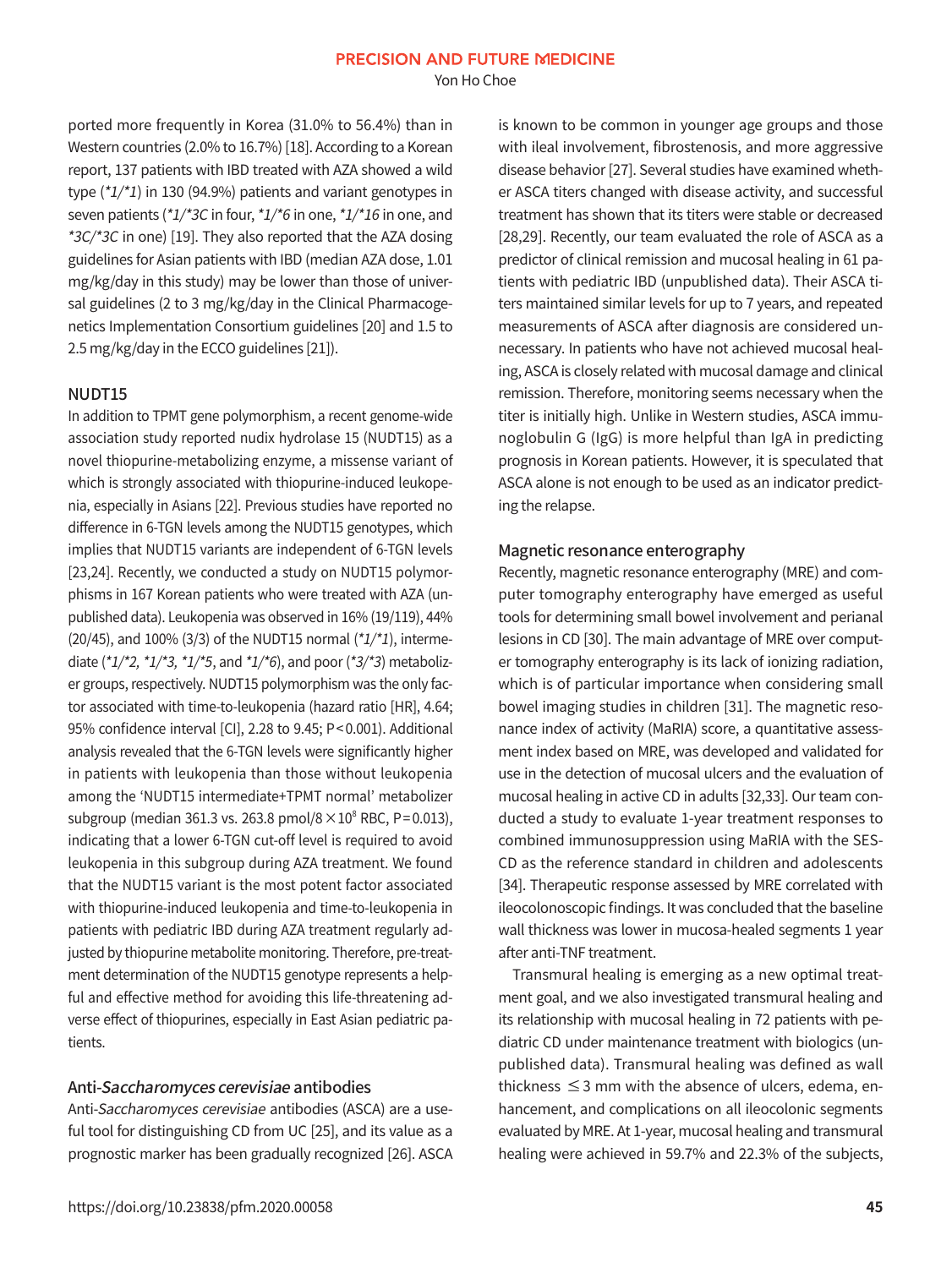ported more frequently in Korea (31.0% to 56.4%) than in Western countries (2.0% to 16.7%) [18]. According to a Korean report, 137 patients with IBD treated with AZA showed a wild type (*1/*1) in 130 (94.9%) patients and variant genotypes in seven patients (*1/*3C in four, *1/*6 in one, *1/*16 in one, and *3C/*3C in one) [19]. They also reported that the AZA dosing guidelines for Asian patients with IBD (median AZA dose, 1.01 mg/kg/day in this study) may be lower than those of universal guidelines (2 to 3 mg/kg/day in the Clinical Pharmacogenetics Implementation Consortium guidelines [20] and 1.5 to 2.5 mg/kg/day in the ECCO guidelines [21]).

### NUDT15

In addition to TPMT gene polymorphism, a recent genome-wide association study reported nudix hydrolase 15 (NUDT15) as a novel thiopurine-metabolizing enzyme, a missense variant of which is strongly associated with thiopurine-induced leukopenia, especially in Asians [22]. Previous studies have reported no difference in 6-TGN levels among the NUDT15 genotypes, which implies that NUDT15 variants are independent of 6-TGN levels [23,24]. Recently, we conducted a study on NUDT15 polymorphisms in 167 Korean patients who were treated with AZA (unpublished data). Leukopenia was observed in 16% (19/119), 44% (20/45), and 100% (3/3) of the NUDT15 normal (*1/*1), intermediate (*1/*2, *1/*3, *1/*5, and *1/*6), and poor (*3/*3) metabolizer groups, respectively. NUDT15 polymorphism was the only factor associated with time-to-leukopenia (hazard ratio [HR], 4.64; 95% confidence interval [CI], 2.28 to 9.45; P<0.001). Additional analysis revealed that the 6-TGN levels were significantly higher in patients with leukopenia than those without leukopenia among the 'NUDT15 intermediate+TPMT normal' metabolizer subgroup (median 361.3 vs. 263.8 pmol/8 $\times 10^8$ RBC, P=0.013), indicating that a lower 6-TGN cut-off level is required to avoid leukopenia in this subgroup during AZA treatment. We found that the NUDT15 variant is the most potent factor associated with thiopurine-induced leukopenia and time-to-leukopenia in patients with pediatric IBD during AZA treatment regularly adjusted by thiopurine metabolite monitoring. Therefore, pre-treatment determination of the NUDT15 genotype represents a helpful and effective method for avoiding this life-threatening adverse effect of thiopurines, especially in East Asian pediatric patients.

### Anti-*Saccharomyces cerevisiae* antibodies

Anti-*Saccharomyces cerevisiae* antibodies (ASCA) are a useful tool for distinguishing CD from UC [25], and its value as a prognostic marker has been gradually recognized [26]. ASCA is known to be common in younger age groups and those with ileal involvement, fibrostenosis, and more aggressive disease behavior [27]. Several studies have examined whether ASCA titers changed with disease activity, and successful treatment has shown that its titers were stable or decreased [28,29]. Recently, our team evaluated the role of ASCA as a predictor of clinical remission and mucosal healing in 61 patients with pediatric IBD (unpublished data). Their ASCA titers maintained similar levels for up to 7 years, and repeated measurements of ASCA after diagnosis are considered unnecessary. In patients who have not achieved mucosal healing, ASCA is closely related with mucosal damage and clinical remission. Therefore, monitoring seems necessary when the titer is initially high. Unlike in Western studies, ASCA immunoglobulin G (IgG) is more helpful than IgA in predicting prognosis in Korean patients. However, it is speculated that ASCA alone is not enough to be used as an indicator predicting the relapse.

### Magnetic resonance enterography

Recently, magnetic resonance enterography (MRE) and computer tomography enterography have emerged as useful tools for determining small bowel involvement and perianal lesions in CD [30]. The main advantage of MRE over computer tomography enterography is its lack of ionizing radiation, which is of particular importance when considering small bowel imaging studies in children [31]. The magnetic resonance index of activity (MaRIA) score, a quantitative assessment index based on MRE, was developed and validated for use in the detection of mucosal ulcers and the evaluation of mucosal healing in active CD in adults [32,33]. Our team conducted a study to evaluate 1-year treatment responses to combined immunosuppression using MaRIA with the SES-CD as the reference standard in children and adolescents [34]. Therapeutic response assessed by MRE correlated with ileocolonoscopic findings. It was concluded that the baseline wall thickness was lower in mucosa-healed segments 1 year after anti-TNF treatment.

Transmural healing is emerging as a new optimal treatment goal, and we also investigated transmural healing and its relationship with mucosal healing in 72 patients with pediatric CD under maintenance treatment with biologics (unpublished data). Transmural healing was defined as wall thickness $\leq 3$ mm with the absence of ulcers, edema, enhancement, and complications on all ileocolonic segments evaluated by MRE. At 1-year, mucosal healing and transmural healing were achieved in 59.7% and 22.3% of the subjects,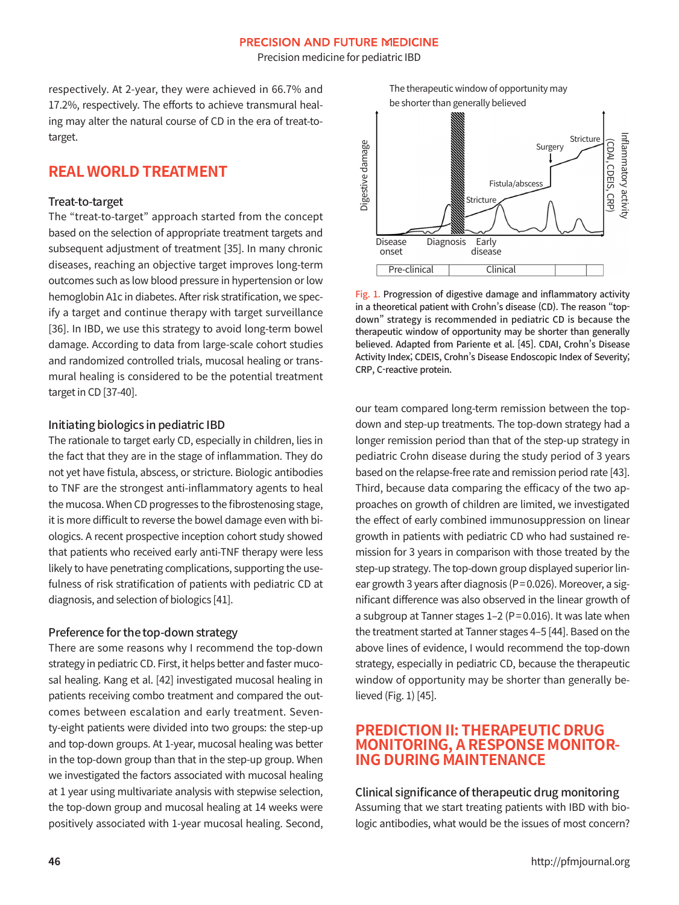respectively. At 2-year, they were achieved in 66.7% and 17.2%, respectively. The efforts to achieve transmural healing may alter the natural course of CD in the era of treat-to-target.

## REAL WORLD TREATMENT

### Treat-to-target

The "treat-to-target" approach started from the concept based on the selection of appropriate treatment targets and subsequent adjustment of treatment [35]. In many chronic diseases, reaching an objective target improves long-term outcomes such as low blood pressure in hypertension or low hemoglobin A1c in diabetes. After risk stratification, we specify a target and continue therapy with target surveillance [36]. In IBD, we use this strategy to avoid long-term bowel damage. According to data from large-scale cohort studies and randomized controlled trials, mucosal healing or transmural healing is considered to be the potential treatment target in CD [37-40].

### Initiating biologics in pediatric IBD

The rationale to target early CD, especially in children, lies in the fact that they are in the stage of inflammation. They do not yet have fistula, abscess, or stricture. Biologic antibodies to TNF are the strongest anti-inflammatory agents to heal the mucosa. When CD progresses to the fibrostenosing stage, it is more difficult to reverse the bowel damage even with biologics. A recent prospective inception cohort study showed that patients who received early anti-TNF therapy were less likely to have penetrating complications, supporting the usefulness of risk stratification of patients with pediatric CD at diagnosis, and selection of biologics [41].

### Preference for the top-down strategy

There are some reasons why I recommend the top-down strategy in pediatric CD. First, it helps better and faster mucosal healing. Kang et al. [42] investigated mucosal healing in patients receiving combo treatment and compared the outcomes between escalation and early treatment. Seventy-eight patients were divided into two groups: the step-up and top-down groups. At 1-year, mucosal healing was better in the top-down group than that in the step-up group. When we investigated the factors associated with mucosal healing at 1 year using multivariate analysis with stepwise selection, the top-down group and mucosal healing at 14 weeks were positively associated with 1-year mucosal healing. Second, our team compared long-term remission between the top-down and step-up treatments. The top-down strategy had a longer remission period than that of the step-up strategy in pediatric Crohn disease during the study period of 3 years based on the relapse-free rate and remission period rate [43]. Third, because data comparing the efficacy of the two approaches on growth of children are limited, we investigated the effect of early combined immunosuppression on linear growth in patients with pediatric CD who had sustained remission for 3 years in comparison with those treated by the step-up strategy. The top-down group displayed superior linear growth 3 years after diagnosis ($P=0.026$). Moreover, a significant difference was also observed in the linear growth of a subgroup at Tanner stages 1–2 ($P=0.016$). It was late when the treatment started at Tanner stages 4–5 [44]. Based on the above lines of evidence, I would recommend the top-down strategy, especially in pediatric CD, because the therapeutic window of opportunity may be shorter than generally believed (Fig. 1) [45].

Fig. 1. Progression of digestive damage and inflammatory activity in a theoretical patient with Crohn's disease (CD). The reason "top-down" strategy is recommended in pediatric CD is because the therapeutic window of opportunity may be shorter than generally believed. Adapted from Pariente et al. [45]. CDAI, Crohn's Disease Activity Index; CDEIS, Crohn's Disease Endoscopic Index of Severity; CRP, C-reactive protein.

## PREDICTION II: THERAPEUTIC DRUG MONITORING, A RESPONSE MONITORING DURING MAINTENANCE

### Clinical significance of therapeutic drug monitoring

Assuming that we start treating patients with IBD with biologic antibodies, what would be the issues of most concern?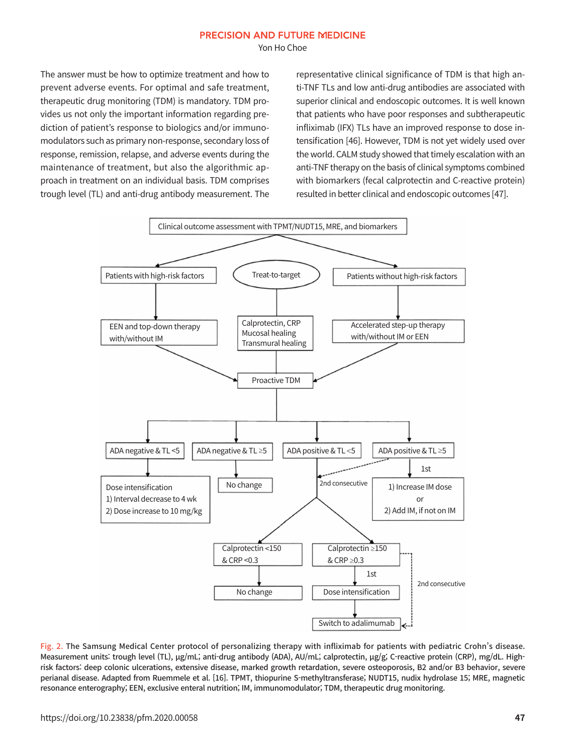The answer must be how to optimize treatment and how to prevent adverse events. For optimal and safe treatment, therapeutic drug monitoring (TDM) is mandatory. TDM provides us not only the important information regarding prediction of patient's response to biologics and/or immunomodulators such as primary non-response, secondary loss of response, remission, relapse, and adverse events during the maintenance of treatment, but also the algorithmic approach in treatment on an individual basis. TDM comprises trough level (TL) and anti-drug antibody measurement. The representative clinical significance of TDM is that high anti-TNF TLs and low anti-drug antibodies are associated with superior clinical and endoscopic outcomes. It is well known that patients who have poor responses and subtherapeutic infliximab (IFX) TLs have an improved response to dose intensification [46]. However, TDM is not yet widely used over the world. CALM study showed that timely escalation with an anti-TNF therapy on the basis of clinical symptoms combined with biomarkers (fecal calprotectin and C-reactive protein) resulted in better clinical and endoscopic outcomes [47].

Fig. 2. The Samsung Medical Center protocol of personalizing therapy with infliximab for patients with pediatric Crohn's disease. Measurement units: trough level (TL), μg/mL; anti-drug antibody (ADA), AU/mL; calprotectin, μg/g; C-reactive protein (CRP), mg/dL. High-risk factors: deep colonic ulcerations, extensive disease, marked growth retardation, severe osteoporosis, B2 and/or B3 behavior, severe perianal disease. Adapted from Ruemmele et al. [16]. TPMT, thiopurine S-methyltransferase; NUDT15, nudix hydrolase 15; MRE, magnetic resonance enterography; EEN, exclusive enteral nutrition; IM, immunomodulator; TDM, therapeutic drug monitoring.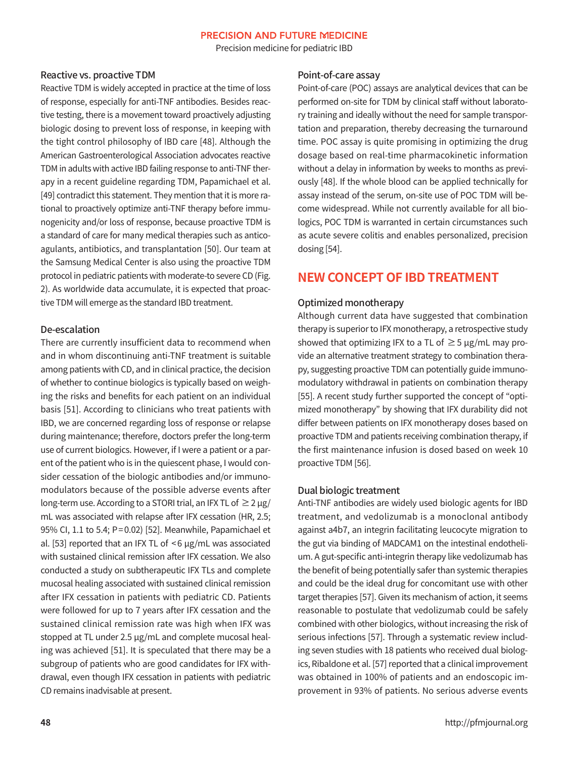### Reactive vs. proactive TDM

Reactive TDM is widely accepted in practice at the time of loss of response, especially for anti-TNF antibodies. Besides reactive testing, there is a movement toward proactively adjusting biologic dosing to prevent loss of response, in keeping with the tight control philosophy of IBD care [48]. Although the American Gastroenterological Association advocates reactive TDM in adults with active IBD failing response to anti-TNF therapy in a recent guideline regarding TDM, Papamichael et al. [49] contradict this statement. They mention that it is more rational to proactively optimize anti-TNF therapy before immunogenicity and/or loss of response, because proactive TDM is a standard of care for many medical therapies such as anticoagulants, antibiotics, and transplantation [50]. Our team at the Samsung Medical Center is also using the proactive TDM protocol in pediatric patients with moderate-to severe CD (Fig. 2). As worldwide data accumulate, it is expected that proactive TDM will emerge as the standard IBD treatment.

### De-escalation

There are currently insufficient data to recommend when and in whom discontinuing anti-TNF treatment is suitable among patients with CD, and in clinical practice, the decision of whether to continue biologics is typically based on weighing the risks and benefits for each patient on an individual basis [51]. According to clinicians who treat patients with IBD, we are concerned regarding loss of response or relapse during maintenance; therefore, doctors prefer the long-term use of current biologics. However, if I were a patient or a parent of the patient who is in the quiescent phase, I would consider cessation of the biologic antibodies and/or immunomodulators because of the possible adverse events after long-term use. According to a STORI trial, an IFX TL of ≥2 μg/mL was associated with relapse after IFX cessation (HR, 2.5; 95% CI, 1.1 to 5.4; P=0.02) [52]. Meanwhile, Papamichael et al. [53] reported that an IFX TL of <6 μg/mL was associated with sustained clinical remission after IFX cessation. We also conducted a study on subtherapeutic IFX TLs and complete mucosal healing associated with sustained clinical remission after IFX cessation in patients with pediatric CD. Patients were followed for up to 7 years after IFX cessation and the sustained clinical remission rate was high when IFX was stopped at TL under 2.5 μg/mL and complete mucosal healing was achieved [51]. It is speculated that there may be a subgroup of patients who are good candidates for IFX withdrawal, even though IFX cessation in patients with pediatric CD remains inadvisable at present.

### Point-of-care assay

Point-of-care (POC) assays are analytical devices that can be performed on-site for TDM by clinical staff without laboratory training and ideally without the need for sample transportation and preparation, thereby decreasing the turnaround time. POC assay is quite promising in optimizing the drug dosage based on real-time pharmacokinetic information without a delay in information by weeks to months as previously [48]. If the whole blood can be applied technically for assay instead of the serum, on-site use of POC TDM will become widespread. While not currently available for all biologics, POC TDM is warranted in certain circumstances such as acute severe colitis and enables personalized, precision dosing [54].

## NEW CONCEPT OF IBD TREATMENT

### Optimized monotherapy

Although current data have suggested that combination therapy is superior to IFX monotherapy, a retrospective study showed that optimizing IFX to a TL of ≥5 μg/mL may provide an alternative treatment strategy to combination therapy, suggesting proactive TDM can potentially guide immunomodulatory withdrawal in patients on combination therapy [55]. A recent study further supported the concept of "optimized monotherapy" by showing that IFX durability did not differ between patients on IFX monotherapy doses based on proactive TDM and patients receiving combination therapy, if the first maintenance infusion is dosed based on week 10 proactive TDM [56].

### Dual biologic treatment

Anti-TNF antibodies are widely used biologic agents for IBD treatment, and vedolizumab is a monoclonal antibody against a4b7, an integrin facilitating leucocyte migration to the gut via binding of MADCAM1 on the intestinal endothelium. A gut-specific anti-integrin like vedolizumab has the benefit of being potentially safer than systemic therapies and could be the ideal drug for concomitant use with other target therapies [57]. Given its mechanism of action, it seems reasonable to postulate that vedolizumab could be safely combined with other biologics, without increasing the risk of serious infections [57]. Through a systematic review including seven studies with 18 patients who received dual biologics, Ribaldone et al. [57] reported that a clinical improvement was obtained in 100% of patients and an endoscopic improvement in 93% of patients. No serious adverse events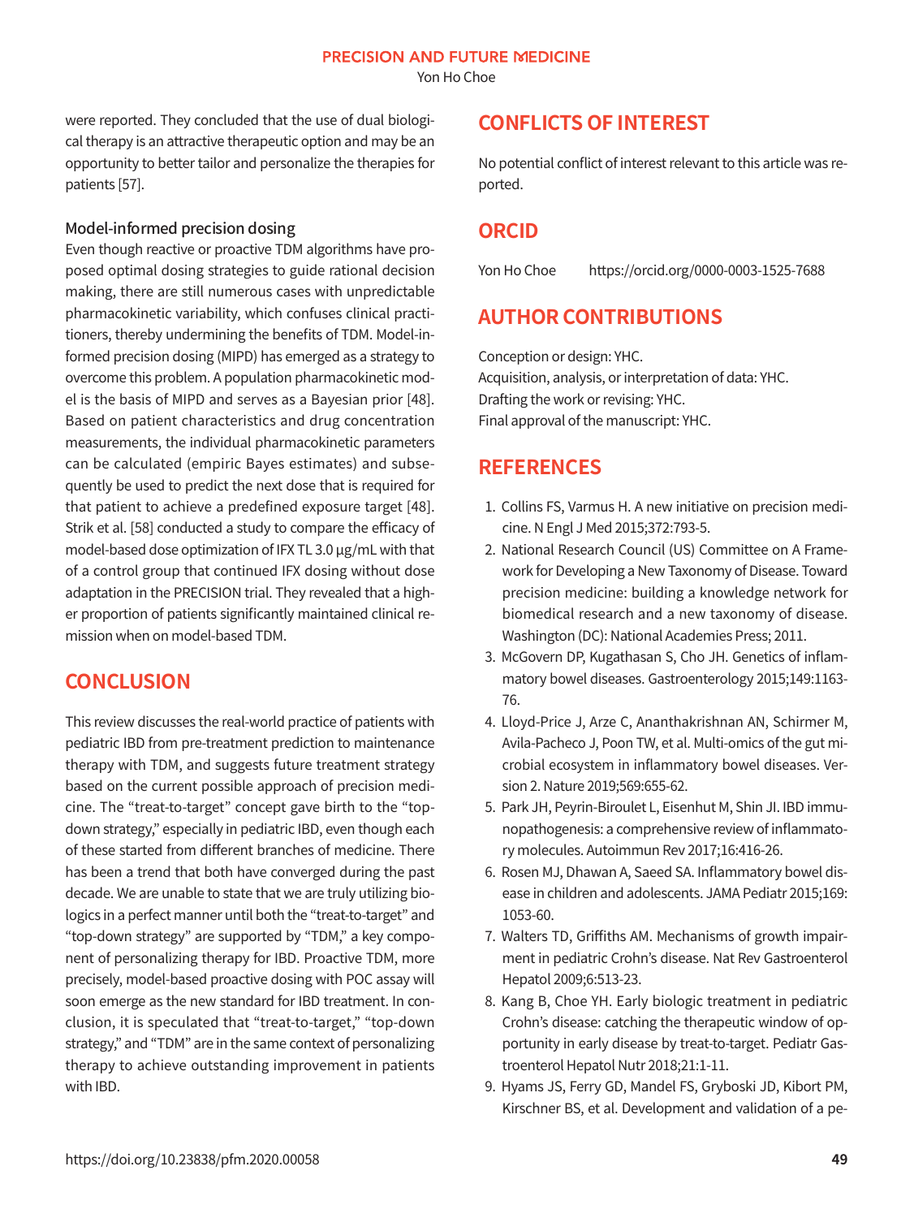were reported. They concluded that the use of dual biological therapy is an attractive therapeutic option and may be an opportunity to better tailor and personalize the therapies for patients [57].

### Model-informed precision dosing

Even though reactive or proactive TDM algorithms have proposed optimal dosing strategies to guide rational decision making, there are still numerous cases with unpredictable pharmacokinetic variability, which confuses clinical practitioners, thereby undermining the benefits of TDM. Model-informed precision dosing (MIPD) has emerged as a strategy to overcome this problem. A population pharmacokinetic model is the basis of MIPD and serves as a Bayesian prior [48]. Based on patient characteristics and drug concentration measurements, the individual pharmacokinetic parameters can be calculated (empiric Bayes estimates) and subsequently be used to predict the next dose that is required for that patient to achieve a predefined exposure target [48]. Strik et al. [58] conducted a study to compare the efficacy of model-based dose optimization of IFX TL 3.0 μg/mL with that of a control group that continued IFX dosing without dose adaptation in the PRECISION trial. They revealed that a higher proportion of patients significantly maintained clinical remission when on model-based TDM.

## CONCLUSION

This review discusses the real-world practice of patients with pediatric IBD from pre-treatment prediction to maintenance therapy with TDM, and suggests future treatment strategy based on the current possible approach of precision medicine. The "treat-to-target" concept gave birth to the "top-down strategy," especially in pediatric IBD, even though each of these started from different branches of medicine. There has been a trend that both have converged during the past decade. We are unable to state that we are truly utilizing biologics in a perfect manner until both the "treat-to-target" and "top-down strategy" are supported by "TDM," a key component of personalizing therapy for IBD. Proactive TDM, more precisely, model-based proactive dosing with POC assay will soon emerge as the new standard for IBD treatment. In conclusion, it is speculated that "treat-to-target," "top-down strategy," and "TDM" are in the same context of personalizing therapy to achieve outstanding improvement in patients with IBD.

## CONFLICTS OF INTEREST

No potential conflict of interest relevant to this article was reported.

## ORCID

Yon Ho Choe https://orcid.org/0000-0003-1525-7688

## AUTHOR CONTRIBUTIONS

Conception or design: YHC.
Acquisition, analysis, or interpretation of data: YHC.
Drafting the work or revising: YHC.
Final approval of the manuscript: YHC.

## REFERENCES

1. Collins FS, Varmus H. A new initiative on precision medicine. N Engl J Med 2015;372:793-5.
2. National Research Council (US) Committee on A Framework for Developing a New Taxonomy of Disease. Toward precision medicine: building a knowledge network for biomedical research and a new taxonomy of disease. Washington (DC): National Academies Press; 2011.
3. McGovern DP, Kugathasan S, Cho JH. Genetics of inflammatory bowel diseases. Gastroenterology 2015;149:1163-76.
4. Lloyd-Price J, Arze C, Ananthakrishnan AN, Schirmer M, Avila-Pacheco J, Poon TW, et al. Multi-omics of the gut microbial ecosystem in inflammatory bowel diseases. Version 2. Nature 2019;569:655-62.
5. Park JH, Peyrin-Biroulet L, Eisenhut M, Shin JI. IBD immunopathogenesis: a comprehensive review of inflammatory molecules. Autoimmun Rev 2017;16:416-26.
6. Rosen MJ, Dhawan A, Saeed SA. Inflammatory bowel disease in children and adolescents. JAMA Pediatr 2015;169:1053-60.
7. Walters TD, Griffiths AM. Mechanisms of growth impairment in pediatric Crohn's disease. Nat Rev Gastroenterol Hepatol 2009;6:513-23.
8. Kang B, Choe YH. Early biologic treatment in pediatric Crohn's disease: catching the therapeutic window of opportunity in early disease by treat-to-target. Pediatr Gastroenterol Hepatol Nutr 2018;21:1-11.
9. Hyams JS, Ferry GD, Mandel FS, Gryboski JD, Kibort PM, Kirschner BS, et al. Development and validation of a pe-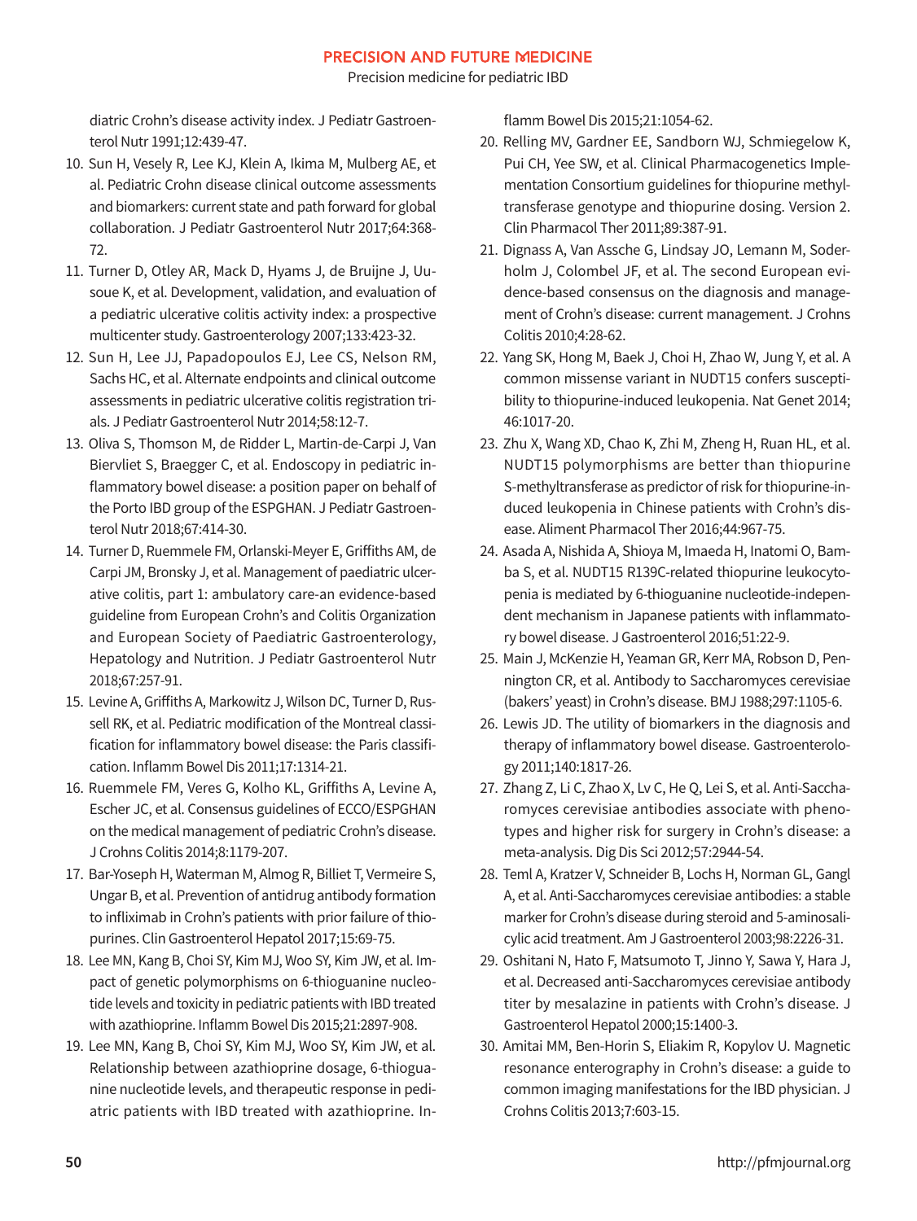diatric Crohn's disease activity index. J Pediatr Gastroenterol Nutr 1991;12:439-47.

10. Sun H, Vesely R, Lee KJ, Klein A, Ikima M, Mulberg AE, et al. Pediatric Crohn disease clinical outcome assessments and biomarkers: current state and path forward for global collaboration. J Pediatr Gastroenterol Nutr 2017;64:368-72.
11. Turner D, Otley AR, Mack D, Hyams J, de Bruijne J, Uusoue K, et al. Development, validation, and evaluation of a pediatric ulcerative colitis activity index: a prospective multicenter study. Gastroenterology 2007;133:423-32.
12. Sun H, Lee JJ, Papadopoulos EJ, Lee CS, Nelson RM, Sachs HC, et al. Alternate endpoints and clinical outcome assessments in pediatric ulcerative colitis registration trials. J Pediatr Gastroenterol Nutr 2014;58:12-7.
13. Oliva S, Thomson M, de Ridder L, Martin-de-Carpi J, Van Biervliet S, Braegger C, et al. Endoscopy in pediatric inflammatory bowel disease: a position paper on behalf of the Porto IBD group of the ESPGHAN. J Pediatr Gastroenterol Nutr 2018;67:414-30.
14. Turner D, Ruemmele FM, Orlanski-Meyer E, Griffiths AM, de Carpi JM, Bronsky J, et al. Management of paediatric ulcerative colitis, part 1: ambulatory care-an evidence-based guideline from European Crohn's and Colitis Organization and European Society of Paediatric Gastroenterology, Hepatology and Nutrition. J Pediatr Gastroenterol Nutr 2018;67:257-91.
15. Levine A, Griffiths A, Markowitz J, Wilson DC, Turner D, Russell RK, et al. Pediatric modification of the Montreal classification for inflammatory bowel disease: the Paris classification. Inflamm Bowel Dis 2011;17:1314-21.
16. Ruemmele FM, Veres G, Kolho KL, Griffiths A, Levine A, Escher JC, et al. Consensus guidelines of ECCO/ESPGHAN on the medical management of pediatric Crohn's disease. J Crohns Colitis 2014;8:1179-207.
17. Bar-Yoseph H, Waterman M, Almog R, Billiet T, Vermeire S, Ungar B, et al. Prevention of antidrug antibody formation to infliximab in Crohn's patients with prior failure of thiopurines. Clin Gastroenterol Hepatol 2017;15:69-75.
18. Lee MN, Kang B, Choi SY, Kim MJ, Woo SY, Kim JW, et al. Impact of genetic polymorphisms on 6-thioguanine nucleotide levels and toxicity in pediatric patients with IBD treated with azathioprine. Inflamm Bowel Dis 2015;21:2897-908.
19. Lee MN, Kang B, Choi SY, Kim MJ, Woo SY, Kim JW, et al. Relationship between azathioprine dosage, 6-thioguanine nucleotide levels, and therapeutic response in pediatric patients with IBD treated with azathioprine. Inflamm Bowel Dis 2015;21:1054-62.
20. Relling MV, Gardner EE, Sandborn WJ, Schmiegelow K, Pui CH, Yee SW, et al. Clinical Pharmacogenetics Implementation Consortium guidelines for thiopurine methyltransferase genotype and thiopurine dosing. Version 2. Clin Pharmacol Ther 2011;89:387-91.
21. Dignass A, Van Assche G, Lindsay JO, Lemann M, Soderholm J, Colombel JF, et al. The second European evidence-based consensus on the diagnosis and management of Crohn's disease: current management. J Crohns Colitis 2010;4:28-62.
22. Yang SK, Hong M, Baek J, Choi H, Zhao W, Jung Y, et al. A common missense variant in NUDT15 confers susceptibility to thiopurine-induced leukopenia. Nat Genet 2014;46:1017-20.
23. Zhu X, Wang XD, Chao K, Zhi M, Zheng H, Ruan HL, et al. NUDT15 polymorphisms are better than thiopurine S-methyltransferase as predictor of risk for thiopurine-induced leukopenia in Chinese patients with Crohn's disease. Aliment Pharmacol Ther 2016;44:967-75.
24. Asada A, Nishida A, Shioya M, Imaeda H, Inatomi O, Bamba S, et al. NUDT15 R139C-related thiopurine leukocytopenia is mediated by 6-thioguanine nucleotide-independent mechanism in Japanese patients with inflammatory bowel disease. J Gastroenterol 2016;51:22-9.
25. Main J, McKenzie H, Yeaman GR, Kerr MA, Robson D, Pennington CR, et al. Antibody to Saccharomyces cerevisiae (bakers' yeast) in Crohn's disease. BMJ 1988;297:1105-6.
26. Lewis JD. The utility of biomarkers in the diagnosis and therapy of inflammatory bowel disease. Gastroenterology 2011;140:1817-26.
27. Zhang Z, Li C, Zhao X, Lv C, He Q, Lei S, et al. Anti-Saccharomyces cerevisiae antibodies associate with phenotypes and higher risk for surgery in Crohn's disease: a meta-analysis. Dig Dis Sci 2012;57:2944-54.
28. Teml A, Kratzer V, Schneider B, Lochs H, Norman GL, Gangl A, et al. Anti-Saccharomyces cerevisiae antibodies: a stable marker for Crohn's disease during steroid and 5-aminosalicylic acid treatment. Am J Gastroenterol 2003;98:2226-31.
29. Oshitani N, Hato F, Matsumoto T, Jinno Y, Sawa Y, Hara J, et al. Decreased anti-Saccharomyces cerevisiae antibody titer by mesalazine in patients with Crohn's disease. J Gastroenterol Hepatol 2000;15:1400-3.
30. Amitai MM, Ben-Horin S, Eliakim R, Kopylov U. Magnetic resonance enterography in Crohn's disease: a guide to common imaging manifestations for the IBD physician. J Crohns Colitis 2013;7:603-15.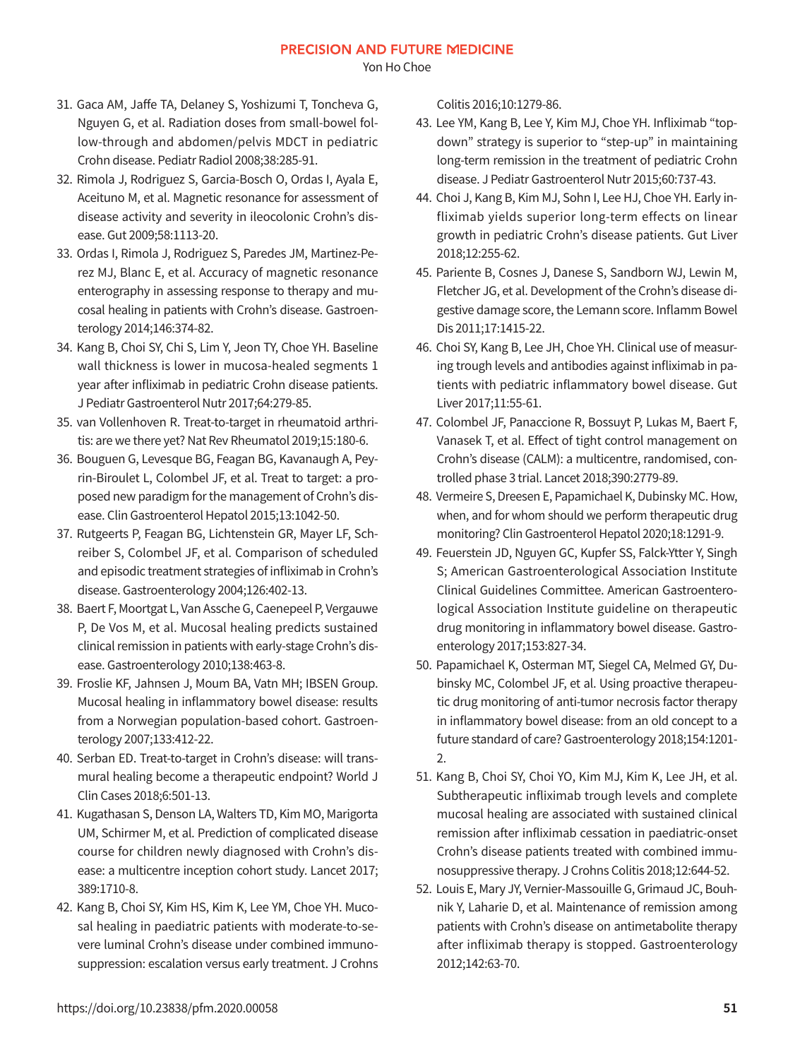31. Gaca AM, Jaffe TA, Delaney S, Yoshizumi T, Toncheva G, Nguyen G, et al. Radiation doses from small-bowel follow-through and abdomen/pelvis MDCT in pediatric Crohn disease. Pediatr Radiol 2008;38:285-91.
32. Rimola J, Rodriguez S, Garcia-Bosch O, Ordas I, Ayala E, Aceituno M, et al. Magnetic resonance for assessment of disease activity and severity in ileocolonic Crohn's disease. Gut 2009;58:1113-20.
33. Ordas I, Rimola J, Rodriguez S, Paredes JM, Martinez-Perez MJ, Blanc E, et al. Accuracy of magnetic resonance enterography in assessing response to therapy and mucosal healing in patients with Crohn's disease. Gastroenterology 2014;146:374-82.
34. Kang B, Choi SY, Chi S, Lim Y, Jeon TY, Choe YH. Baseline wall thickness is lower in mucosa-healed segments 1 year after infliximab in pediatric Crohn disease patients. J Pediatr Gastroenterol Nutr 2017;64:279-85.
35. van Vollenhoven R. Treat-to-target in rheumatoid arthritis: are we there yet? Nat Rev Rheumatol 2019;15:180-6.
36. Bouguen G, Levesque BG, Feagan BG, Kavanaugh A, Peyrin-Biroulet L, Colombel JF, et al. Treat to target: a proposed new paradigm for the management of Crohn's disease. Clin Gastroenterol Hepatol 2015;13:1042-50.
37. Rutgeerts P, Feagan BG, Lichtenstein GR, Mayer LF, Schreiber S, Colombel JF, et al. Comparison of scheduled and episodic treatment strategies of infliximab in Crohn's disease. Gastroenterology 2004;126:402-13.
38. Baert F, Moortgat L, Van Assche G, Caenepeel P, Vergauwe P, De Vos M, et al. Mucosal healing predicts sustained clinical remission in patients with early-stage Crohn's disease. Gastroenterology 2010;138:463-8.
39. Froslie KF, Jahnsen J, Moum BA, Vatn MH; IBSEN Group. Mucosal healing in inflammatory bowel disease: results from a Norwegian population-based cohort. Gastroenterology 2007;133:412-22.
40. Serban ED. Treat-to-target in Crohn's disease: will transmural healing become a therapeutic endpoint? World J Clin Cases 2018;6:501-13.
41. Kugathasan S, Denson LA, Walters TD, Kim MO, Marigorta UM, Schirmer M, et al. Prediction of complicated disease course for children newly diagnosed with Crohn's disease: a multicentre inception cohort study. Lancet 2017; 389:1710-8.
42. Kang B, Choi SY, Kim HS, Kim K, Lee YM, Choe YH. Mucosal healing in paediatric patients with moderate-to-severe luminal Crohn's disease under combined immunosuppression: escalation versus early treatment. J Crohns Colitis 2016;10:1279-86.
43. Lee YM, Kang B, Lee Y, Kim MJ, Choe YH. Infliximab "top-down" strategy is superior to "step-up" in maintaining long-term remission in the treatment of pediatric Crohn disease. J Pediatr Gastroenterol Nutr 2015;60:737-43.
44. Choi J, Kang B, Kim MJ, Sohn I, Lee HJ, Choe YH. Early infliximab yields superior long-term effects on linear growth in pediatric Crohn's disease patients. Gut Liver 2018;12:255-62.
45. Pariente B, Cosnes J, Danese S, Sandborn WJ, Lewin M, Fletcher JG, et al. Development of the Crohn's disease digestive damage score, the Lemann score. Inflamm Bowel Dis 2011;17:1415-22.
46. Choi SY, Kang B, Lee JH, Choe YH. Clinical use of measuring trough levels and antibodies against infliximab in patients with pediatric inflammatory bowel disease. Gut Liver 2017;11:55-61.
47. Colombel JF, Panaccione R, Bossuyt P, Lukas M, Baert F, Vanasek T, et al. Effect of tight control management on Crohn's disease (CALM): a multicentre, randomised, controlled phase 3 trial. Lancet 2018;390:2779-89.
48. Vermeire S, Dreesen E, Papamichael K, Dubinsky MC. How, when, and for whom should we perform therapeutic drug monitoring? Clin Gastroenterol Hepatol 2020;18:1291-9.
49. Feuerstein JD, Nguyen GC, Kupfer SS, Falck-Ytter Y, Singh S; American Gastroenterological Association Institute Clinical Guidelines Committee. American Gastroenterological Association Institute guideline on therapeutic drug monitoring in inflammatory bowel disease. Gastroenterology 2017;153:827-34.
50. Papamichael K, Osterman MT, Siegel CA, Melmed GY, Dubinsky MC, Colombel JF, et al. Using proactive therapeutic drug monitoring of anti-tumor necrosis factor therapy in inflammatory bowel disease: from an old concept to a future standard of care? Gastroenterology 2018;154:1201-2.
51. Kang B, Choi SY, Choi YO, Kim MJ, Kim K, Lee JH, et al. Subtherapeutic infliximab trough levels and complete mucosal healing are associated with sustained clinical remission after infliximab cessation in paediatric-onset Crohn's disease patients treated with combined immunosuppressive therapy. J Crohns Colitis 2018;12:644-52.
52. Louis E, Mary JY, Vernier-Massouille G, Grimaud JC, Bouhnik Y, Laharie D, et al. Maintenance of remission among patients with Crohn's disease on antimetabolite therapy after infliximab therapy is stopped. Gastroenterology 2012;142:63-70.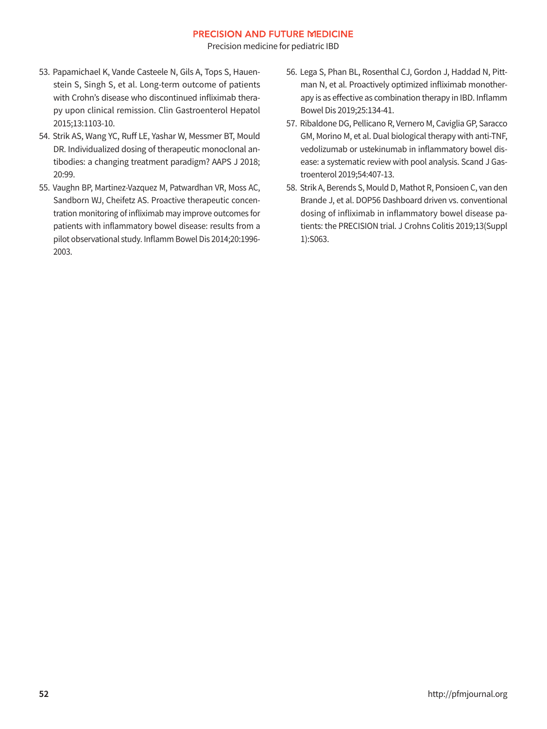53. Papamichael K, Vande Casteele N, Gils A, Tops S, Hauenstein S, Singh S, et al. Long-term outcome of patients with Crohn's disease who discontinued infliximab therapy upon clinical remission. Clin Gastroenterol Hepatol 2015;13:1103-10.
54. Strik AS, Wang YC, Ruff LE, Yashar W, Messmer BT, Mould DR. Individualized dosing of therapeutic monoclonal antibodies: a changing treatment paradigm? AAPS J 2018; 20:99.
55. Vaughn BP, Martinez-Vazquez M, Patwardhan VR, Moss AC, Sandborn WJ, Cheifetz AS. Proactive therapeutic concentration monitoring of infliximab may improve outcomes for patients with inflammatory bowel disease: results from a pilot observational study. Inflamm Bowel Dis 2014;20:1996-2003.
56. Lega S, Phan BL, Rosenthal CJ, Gordon J, Haddad N, Pittman N, et al. Proactively optimized infliximab monotherapy is as effective as combination therapy in IBD. Inflamm Bowel Dis 2019;25:134-41.
57. Ribaldone DG, Pellicano R, Vernero M, Caviglia GP, Saracco GM, Morino M, et al. Dual biological therapy with anti-TNF, vedolizumab or ustekinumab in inflammatory bowel disease: a systematic review with pool analysis. Scand J Gastroenterol 2019;54:407-13.
58. Strik A, Berends S, Mould D, Mathot R, Ponsioen C, van den Brande J, et al. DOP56 Dashboard driven vs. conventional dosing of infliximab in inflammatory bowel disease patients: the PRECISION trial. J Crohns Colitis 2019;13(Suppl 1):S063.